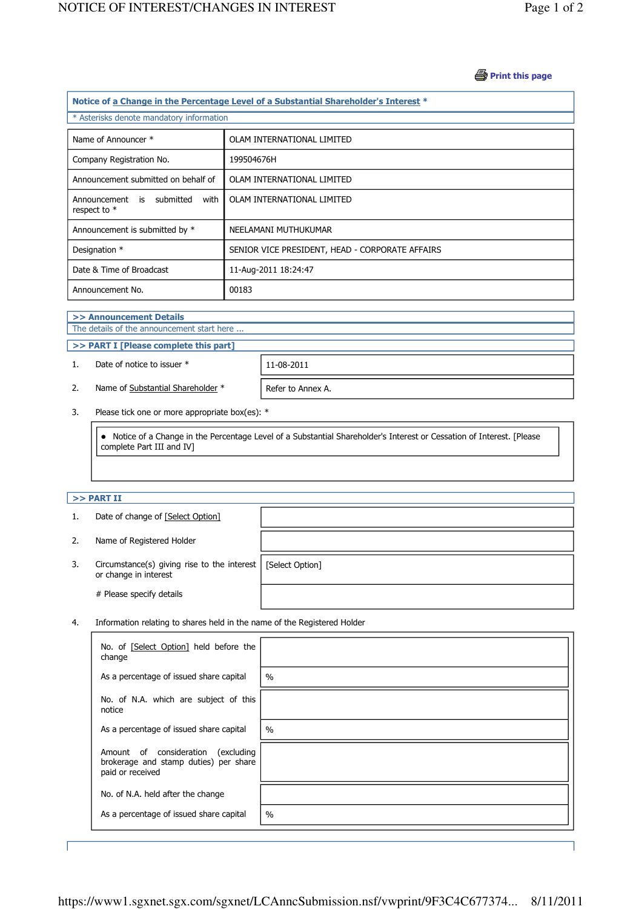Print this page

## Notice of a Change in the Percentage Level of a Substantial Shareholder's Interest *

* Asterisks denote mandatory information

| | |
|---|---|
| Name of Announcer * | OLAM INTERNATIONAL LIMITED |
| Company Registration No. | 199504676H |
| Announcement submitted on behalf of | OLAM INTERNATIONAL LIMITED |
| Announcement is submitted with respect to * | OLAM INTERNATIONAL LIMITED |
| Announcement is submitted by * | NEELAMANI MUTHUKUMAR |
| Designation * | SENIOR VICE PRESIDENT, HEAD - CORPORATE AFFAIRS |
| Date & Time of Broadcast | 11-Aug-2011 18:24:47 |
| Announcement No. | 00183 |

### >> Announcement Details

The details of the announcement start here ...

### >> PART I [Please complete this part]

| | | |
|---|---|---|
| 1. | Date of notice to issuer * | 11-08-2011 |
| 2. | Name of Substantial Shareholder * | Refer to Annex A. |

3. Please tick one or more appropriate box(es): *

- Notice of a Change in the Percentage Level of a Substantial Shareholder's Interest or Cessation of Interest. [Please complete Part III and IV]

### >> PART II

| | | |
|---|---|---|
| 1. | Date of change of [Select Option] | |
| 2. | Name of Registered Holder | |
| 3. | Circumstance(s) giving rise to the interest or change in interest | [Select Option] |
| | # Please specify details | |

4. Information relating to shares held in the name of the Registered Holder

| | |
|---|---|
| No. of [Select Option] held before the change | |
| As a percentage of issued share capital | % |
| No. of N.A. which are subject of this notice | |
| As a percentage of issued share capital | % |
| Amount of consideration (excluding brokerage and stamp duties) per share paid or received | |
| No. of N.A. held after the change | |
| As a percentage of issued share capital | % |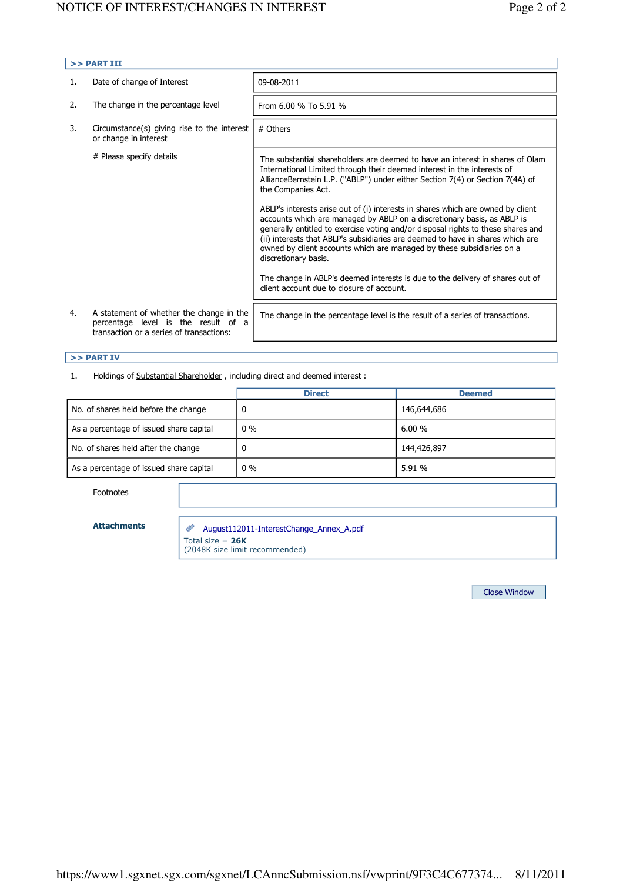## >> PART III

| | | |
|---|---|---|
| 1. | Date of change of Interest | 09-08-2011 |
| 2. | The change in the percentage level | From 6.00 % To 5.91 % |
| 3. | Circumstance(s) giving rise to the interest or change in interest | # Others |
| | # Please specify details | The substantial shareholders are deemed to have an interest in shares of Olam International Limited through their deemed interest in the interests of AllianceBernstein L.P. ("ABLP") under either Section 7(4) or Section 7(4A) of the Companies Act.<br><br>ABLP's interests arise out of (i) interests in shares which are owned by client accounts which are managed by ABLP on a discretionary basis, as ABLP is generally entitled to exercise voting and/or disposal rights to these shares and (ii) interests that ABLP's subsidiaries are deemed to have in shares which are owned by client accounts which are managed by these subsidiaries on a discretionary basis.<br><br>The change in ABLP's deemed interests is due to the delivery of shares out of client account due to closure of account. |
| 4. | A statement of whether the change in the percentage level is the result of a transaction or a series of transactions: | The change in the percentage level is the result of a series of transactions. |

## >> PART IV

1. Holdings of Substantial Shareholder , including direct and deemed interest :

| | Direct | Deemed |
|---|---|---|
| No. of shares held before the change | 0 | 146,644,686 |
| As a percentage of issued share capital | 0 % | 6.00 % |
| No. of shares held after the change | 0 | 144,426,897 |
| As a percentage of issued share capital | 0 % | 5.91 % |

Footnotes

**Attachments**

August112011-InterestChange_Annex_A.pdf
Total size = **26K**
(2048K size limit recommended)

Close Window